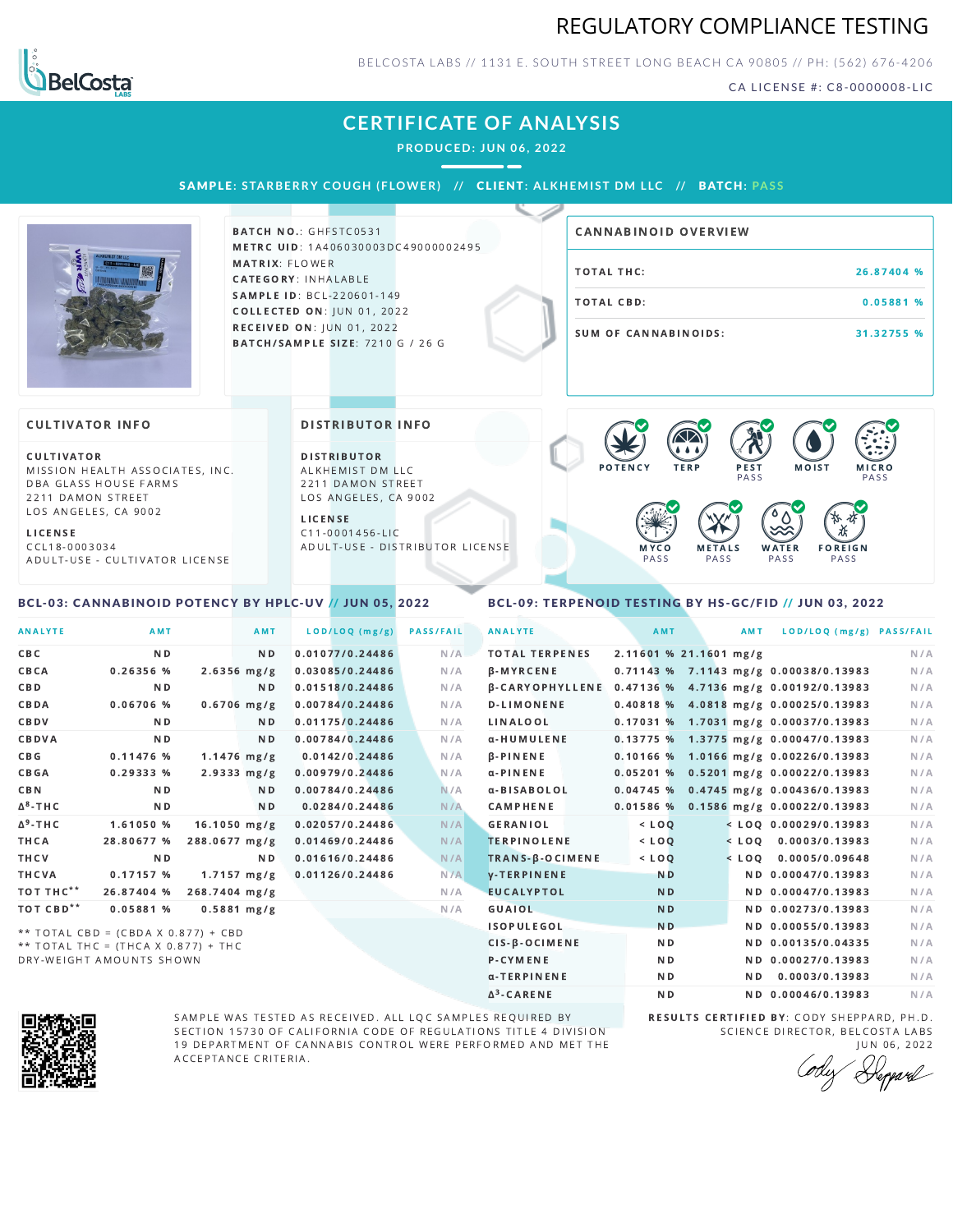# REGULATORY COMPLIANCE TESTING

BELCOSTA LABS // 1131 E. SOUTH STREET LONG BEACH CA 90805 // PH: (562) 676-4206

CA LICENSE #: C8-0000008-LIC

## CERTIFICATE OF ANALYSIS

**PRODUCED: JUN 06, 2022**

**SAMPLE:** STARBERRY COUGH (FLOWER) // **CLIENT:** ALKHEMIST DM LLC // **BATCH:** PASS

**BATCH NO.:** GHFSTC0531
**METRC UID:** 1A406030003DC49000002495
**MATRIX:** FLOWER
**CATEGORY:** INHALABLE
**SAMPLE ID:** BCL-220601-149
**COLLECTED ON:** JUN 01, 2022
**RECEIVED ON:** JUN 01, 2022
**BATCH/SAMPLE SIZE:** 7210 G / 26 G

### CANNABINOID OVERVIEW

| | |
|---|---|
| TOTAL THC: | 26.87404 % |
| TOTAL CBD: | 0.05881 % |
| SUM OF CANNABINOIDS: | 31.32755 % |

### CULTIVATOR INFO

**CULTIVATOR**
MISSION HEALTH ASSOCIATES, INC.
DBA GLASS HOUSE FARMS
2211 DAMON STREET
LOS ANGELES, CA 9002

**LICENSE**
CCL18-0003034
ADULT-USE - CULTIVATOR LICENSE

### DISTRIBUTOR INFO

**DISTRIBUTOR**
ALKHEMIST DM LLC
2211 DAMON STREET
LOS ANGELES, CA 9002

**LICENSE**
C11-0001456-LIC
ADULT-USE - DISTRIBUTOR LICENSE

POTENCY | TERP | PEST PASS | MOIST | MICRO PASS | MYCO PASS | METALS PASS | WATER PASS | FOREIGN PASS

### BCL-03: CANNABINOID POTENCY BY HPLC-UV // JUN 05, 2022

| ANALYTE | AMT | AMT | LOD/LOQ (mg/g) | PASS/FAIL |
|---|---|---|---|---|
| CBC | ND | ND | 0.01077/0.24486 | N/A |
| CBCA | 0.26356 % | 2.6356 mg/g | 0.03085/0.24486 | N/A |
| CBD | ND | ND | 0.01518/0.24486 | N/A |
| CBDA | 0.06706 % | 0.6706 mg/g | 0.00784/0.24486 | N/A |
| CBDV | ND | ND | 0.01175/0.24486 | N/A |
| CBDVA | ND | ND | 0.00784/0.24486 | N/A |
| CBG | 0.11476 % | 1.1476 mg/g | 0.0142/0.24486 | N/A |
| CBGA | 0.29333 % | 2.9333 mg/g | 0.00979/0.24486 | N/A |
| CBN | ND | ND | 0.00784/0.24486 | N/A |
| $\Delta^8$-THC | ND | ND | 0.0284/0.24486 | N/A |
| $\Delta^9$-THC | 1.61050 % | 16.1050 mg/g | 0.02057/0.24486 | N/A |
| THCA | 28.80677 % | 288.0677 mg/g | 0.01469/0.24486 | N/A |
| THCV | ND | ND | 0.01616/0.24486 | N/A |
| THCVA | 0.17157 % | 1.7157 mg/g | 0.01126/0.24486 | N/A |
| TOT THC** | 26.87404 % | 268.7404 mg/g | | N/A |
| TOT CBD** | 0.05881 % | 0.5881 mg/g | | N/A |

** TOTAL CBD = (CBDA X 0.877) + CBD
** TOTAL THC = (THCA X 0.877) + THC
DRY-WEIGHT AMOUNTS SHOWN

### BCL-09: TERPENOID TESTING BY HS-GC/FID // JUN 03, 2022

| ANALYTE | AMT | AMT | LOD/LOQ (mg/g) | PASS/FAIL |
|---|---|---|---|---|
| TOTAL TERPENES | 2.11601 % | 21.1601 mg/g | | N/A |
| β-MYRCENE | 0.71143 % | 7.1143 mg/g | 0.00038/0.13983 | N/A |
| β-CARYOPHYLLENE | 0.47136 % | 4.7136 mg/g | 0.00192/0.13983 | N/A |
| D-LIMONENE | 0.40818 % | 4.0818 mg/g | 0.00025/0.13983 | N/A |
| LINALOOL | 0.17031 % | 1.7031 mg/g | 0.00037/0.13983 | N/A |
| α-HUMULENE | 0.13775 % | 1.3775 mg/g | 0.00047/0.13983 | N/A |
| β-PINENE | 0.10166 % | 1.0166 mg/g | 0.00226/0.13983 | N/A |
| α-PINENE | 0.05201 % | 0.5201 mg/g | 0.00022/0.13983 | N/A |
| α-BISABOLOL | 0.04745 % | 0.4745 mg/g | 0.00436/0.13983 | N/A |
| CAMPHENE | 0.01586 % | 0.1586 mg/g | 0.00022/0.13983 | N/A |
| GERANIOL | < LOQ | < LOQ | 0.00029/0.13983 | N/A |
| TERPINOLENE | < LOQ | < LOQ | 0.0003/0.13983 | N/A |
| TRANS-β-OCIMENE | < LOQ | < LOQ | 0.0005/0.09648 | N/A |
| γ-TERPINENE | ND | ND | 0.00047/0.13983 | N/A |
| EUCALYPTOL | ND | ND | 0.00047/0.13983 | N/A |
| GUAIOL | ND | ND | 0.00273/0.13983 | N/A |
| ISOPULEGOL | ND | ND | 0.00055/0.13983 | N/A |
| CIS-β-OCIMENE | ND | ND | 0.00135/0.04335 | N/A |
| P-CYMENE | ND | ND | 0.00027/0.13983 | N/A |
| α-TERPINENE | ND | ND | 0.0003/0.13983 | N/A |
| $\Delta^3$-CARENE | ND | ND | 0.00046/0.13983 | N/A |

SAMPLE WAS TESTED AS RECEIVED. ALL LQC SAMPLES REQUIRED BY SECTION 15730 OF CALIFORNIA CODE OF REGULATIONS TITLE 4 DIVISION 19 DEPARTMENT OF CANNABIS CONTROL WERE PERFORMED AND MET THE ACCEPTANCE CRITERIA.

**RESULTS CERTIFIED BY:** CODY SHEPPARD, PH.D.
SCIENCE DIRECTOR, BELCOSTA LABS
JUN 06, 2022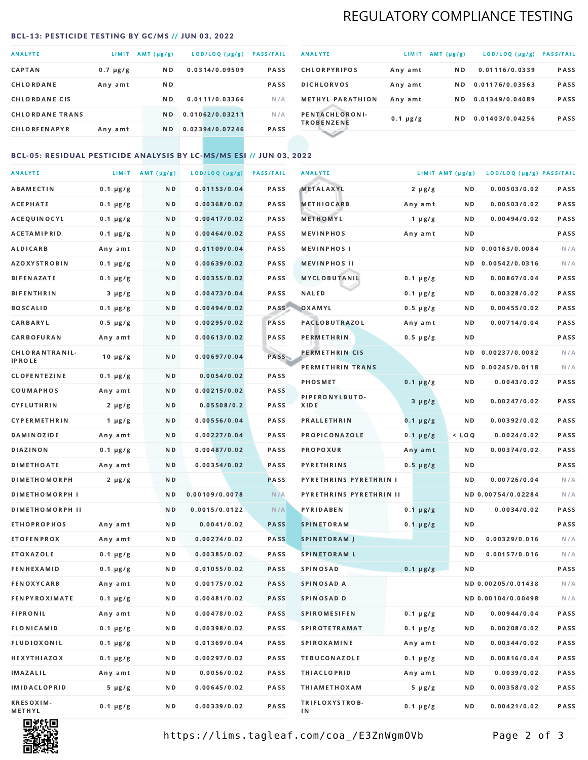# REGULATORY COMPLIANCE TESTING

## BCL-13: PESTICIDE TESTING BY GC/MS // JUN 03, 2022

| ANALYTE | LIMIT | AMT (μg/g) | LOD/LOQ (μg/g) | PASS/FAIL |
|---|---|---|---|---|
| CAPTAN | 0.7 μg/g | ND | 0.0314/0.09509 | PASS |
| CHLORDANE | Any amt | ND | | PASS |
| CHLORDANE CIS | | ND | 0.0111/0.03366 | N/A |
| CHLORDANE TRANS | | ND | 0.01062/0.03211 | N/A |
| CHLORFENAPYR | Any amt | ND | 0.02394/0.07246 | PASS |
| CHLORPYRIFOS | Any amt | ND | 0.01116/0.0339 | PASS |
| DICHLORVOS | Any amt | ND | 0.01176/0.03563 | PASS |
| METHYL PARATHION | Any amt | ND | 0.01349/0.04089 | PASS |
| PENTACHLORONITROBENZENE | 0.1 μg/g | ND | 0.01403/0.04256 | PASS |

## BCL-05: RESIDUAL PESTICIDE ANALYSIS BY LC-MS/MS ESI // JUN 03, 2022

| ANALYTE | LIMIT | AMT (μg/g) | LOD/LOQ (μg/g) | PASS/FAIL |
|---|---|---|---|---|
| ABAMECTIN | 0.1 μg/g | ND | 0.01153/0.04 | PASS |
| ACEPHATE | 0.1 μg/g | ND | 0.00368/0.02 | PASS |
| ACEQUINOCYL | 0.1 μg/g | ND | 0.00417/0.02 | PASS |
| ACETAMIPRID | 0.1 μg/g | ND | 0.00464/0.02 | PASS |
| ALDICARB | Any amt | ND | 0.01109/0.04 | PASS |
| AZOXYSTROBIN | 0.1 μg/g | ND | 0.00639/0.02 | PASS |
| BIFENAZATE | 0.1 μg/g | ND | 0.00355/0.02 | PASS |
| BIFENTHRIN | 3 μg/g | ND | 0.00473/0.04 | PASS |
| BOSCALID | 0.1 μg/g | ND | 0.00494/0.02 | PASS |
| CARBARYL | 0.5 μg/g | ND | 0.00295/0.02 | PASS |
| CARBOFURAN | Any amt | ND | 0.00613/0.02 | PASS |
| CHLORANTRANILIPROLE | 10 μg/g | ND | 0.00697/0.04 | PASS |
| CLOFENTEZINE | 0.1 μg/g | ND | 0.0054/0.02 | PASS |
| COUMAPHOS | Any amt | ND | 0.00215/0.02 | PASS |
| CYFLUTHRIN | 2 μg/g | ND | 0.05508/0.2 | PASS |
| CYPERMETHRIN | 1 μg/g | ND | 0.00556/0.04 | PASS |
| DAMINOZIDE | Any amt | ND | 0.00227/0.04 | PASS |
| DIAZINON | 0.1 μg/g | ND | 0.00487/0.02 | PASS |
| DIMETHOATE | Any amt | ND | 0.00354/0.02 | PASS |
| DIMETHOMORPH | 2 μg/g | ND | | PASS |
| DIMETHOMORPH I | | ND | 0.00109/0.0078 | N/A |
| DIMETHOMORPH II | | ND | 0.0015/0.0122 | N/A |
| ETHOPROPHOS | Any amt | ND | 0.0041/0.02 | PASS |
| ETOFENPROX | Any amt | ND | 0.00274/0.02 | PASS |
| ETOXAZOLE | 0.1 μg/g | ND | 0.00385/0.02 | PASS |
| FENHEXAMID | 0.1 μg/g | ND | 0.01055/0.02 | PASS |
| FENOXYCARB | Any amt | ND | 0.00175/0.02 | PASS |
| FENPYROXIMATE | 0.1 μg/g | ND | 0.00481/0.02 | PASS |
| FIPRONIL | Any amt | ND | 0.00478/0.02 | PASS |
| FLONICAMID | 0.1 μg/g | ND | 0.00398/0.02 | PASS |
| FLUDIOXONIL | 0.1 μg/g | ND | 0.01369/0.04 | PASS |
| HEXYTHIAZOX | 0.1 μg/g | ND | 0.00297/0.02 | PASS |
| IMAZALIL | Any amt | ND | 0.0056/0.02 | PASS |
| IMIDACLOPRID | 5 μg/g | ND | 0.00645/0.02 | PASS |
| KRESOXIM-METHYL | 0.1 μg/g | ND | 0.00339/0.02 | PASS |
| METALAXYL | 2 μg/g | ND | 0.00503/0.02 | PASS |
| METHIOCARB | Any amt | ND | 0.00503/0.02 | PASS |
| METHOMYL | 1 μg/g | ND | 0.00494/0.02 | PASS |
| MEVINPHOS | Any amt | ND | | PASS |
| MEVINPHOS I | | ND | 0.00163/0.0084 | N/A |
| MEVINPHOS II | | ND | 0.00542/0.0316 | N/A |
| MYCLOBUTANIL | 0.1 μg/g | ND | 0.00867/0.04 | PASS |
| NALED | 0.1 μg/g | ND | 0.00328/0.02 | PASS |
| OXAMYL | 0.5 μg/g | ND | 0.00455/0.02 | PASS |
| PACLOBUTRAZOL | Any amt | ND | 0.00714/0.04 | PASS |
| PERMETHRIN | 0.5 μg/g | ND | | PASS |
| PERMETHRIN CIS | | ND | 0.00237/0.0082 | N/A |
| PERMETHRIN TRANS | | ND | 0.00245/0.0118 | N/A |
| PHOSMET | 0.1 μg/g | ND | 0.0043/0.02 | PASS |
| PIPERONYLBUTOXIDE | 3 μg/g | ND | 0.00247/0.02 | PASS |
| PRALLETHRIN | 0.1 μg/g | ND | 0.00392/0.02 | PASS |
| PROPICONAZOLE | 0.1 μg/g | < LOQ | 0.0024/0.02 | PASS |
| PROPOXUR | Any amt | ND | 0.00374/0.02 | PASS |
| PYRETHRINS | 0.5 μg/g | ND | | PASS |
| PYRETHRINS PYRETHRIN I | | ND | 0.00726/0.04 | N/A |
| PYRETHRINS PYRETHRIN II | | ND | 0.00754/0.02284 | N/A |
| PYRIDABEN | 0.1 μg/g | ND | 0.0034/0.02 | PASS |
| SPINETORAM | 0.1 μg/g | ND | | PASS |
| SPINETORAM J | | ND | 0.00329/0.016 | N/A |
| SPINETORAM L | | ND | 0.00157/0.016 | N/A |
| SPINOSAD | 0.1 μg/g | ND | | PASS |
| SPINOSAD A | | ND | 0.00205/0.01438 | N/A |
| SPINOSAD D | | ND | 0.00104/0.00498 | N/A |
| SPIROMESIFEN | 0.1 μg/g | ND | 0.00944/0.04 | PASS |
| SPIROTETRAMAT | 0.1 μg/g | ND | 0.00208/0.02 | PASS |
| SPIROXAMINE | Any amt | ND | 0.00344/0.02 | PASS |
| TEBUCONAZOLE | 0.1 μg/g | ND | 0.00816/0.04 | PASS |
| THIACLOPRID | Any amt | ND | 0.0039/0.02 | PASS |
| THIAMETHOXAM | 5 μg/g | ND | 0.00358/0.02 | PASS |
| TRIFLOXYSTROBIN | 0.1 μg/g | ND | 0.00421/0.02 | PASS |

https://lims.tagleaf.com/coa_/E3ZnWgmOVb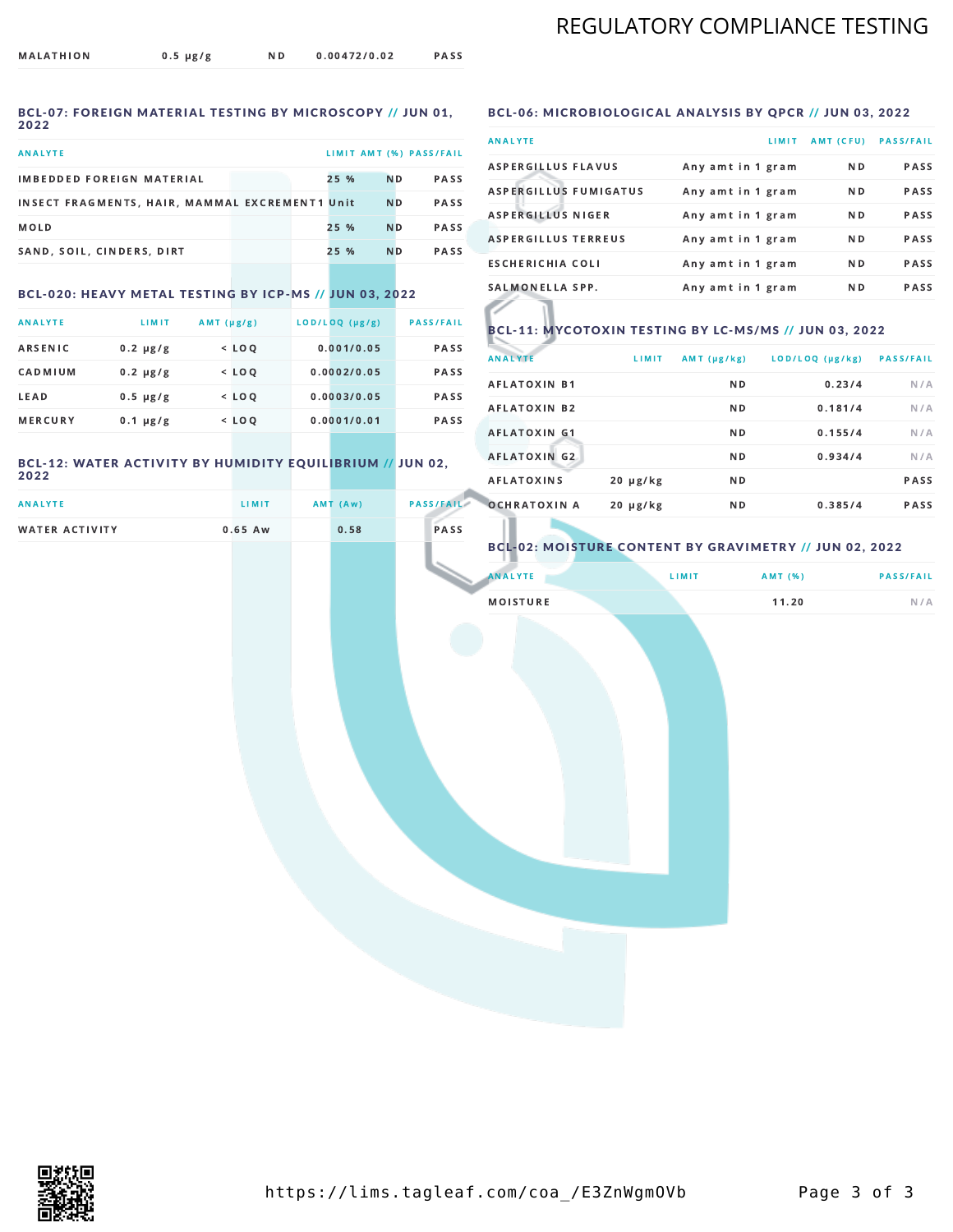# REGULATORY COMPLIANCE TESTING

| | | | | |
|---|---|---|---|---|
| MALATHION | 0.5 µg/g | ND | 0.00472/0.02 | PASS |

## BCL-07: FOREIGN MATERIAL TESTING BY MICROSCOPY // JUN 01, 2022

| ANALYTE | LIMIT | AMT (%) | PASS/FAIL |
|---|---|---|---|
| IMBEDDED FOREIGN MATERIAL | 25 % | ND | PASS |
| INSECT FRAGMENTS, HAIR, MAMMAL EXCREMENT | 1 Unit | ND | PASS |
| MOLD | 25 % | ND | PASS |
| SAND, SOIL, CINDERS, DIRT | 25 % | ND | PASS |

## BCL-020: HEAVY METAL TESTING BY ICP-MS // JUN 03, 2022

| ANALYTE | LIMIT | AMT (µg/g) | LOD/LOQ (µg/g) | PASS/FAIL |
|---|---|---|---|---|
| ARSENIC | 0.2 µg/g | < LOQ | 0.001/0.05 | PASS |
| CADMIUM | 0.2 µg/g | < LOQ | 0.0002/0.05 | PASS |
| LEAD | 0.5 µg/g | < LOQ | 0.0003/0.05 | PASS |
| MERCURY | 0.1 µg/g | < LOQ | 0.0001/0.01 | PASS |

## BCL-12: WATER ACTIVITY BY HUMIDITY EQUILIBRIUM // JUN 02, 2022

| ANALYTE | LIMIT | AMT (Aw) | PASS/FAIL |
|---|---|---|---|
| WATER ACTIVITY | 0.65 Aw | 0.58 | PASS |

## BCL-06: MICROBIOLOGICAL ANALYSIS BY QPCR // JUN 03, 2022

| ANALYTE | LIMIT | AMT (CFU) | PASS/FAIL |
|---|---|---|---|
| ASPERGILLUS FLAVUS | Any amt in 1 gram | ND | PASS |
| ASPERGILLUS FUMIGATUS | Any amt in 1 gram | ND | PASS |
| ASPERGILLUS NIGER | Any amt in 1 gram | ND | PASS |
| ASPERGILLUS TERREUS | Any amt in 1 gram | ND | PASS |
| ESCHERICHIA COLI | Any amt in 1 gram | ND | PASS |
| SALMONELLA SPP. | Any amt in 1 gram | ND | PASS |

## BCL-11: MYCOTOXIN TESTING BY LC-MS/MS // JUN 03, 2022

| ANALYTE | LIMIT | AMT (µg/kg) | LOD/LOQ (µg/kg) | PASS/FAIL |
|---|---|---|---|---|
| AFLATOXIN B1 | | ND | 0.23/4 | N/A |
| AFLATOXIN B2 | | ND | 0.181/4 | N/A |
| AFLATOXIN G1 | | ND | 0.155/4 | N/A |
| AFLATOXIN G2 | | ND | 0.934/4 | N/A |
| AFLATOXINS | 20 µg/kg | ND | | PASS |
| OCHRATOXIN A | 20 µg/kg | ND | 0.385/4 | PASS |

## BCL-02: MOISTURE CONTENT BY GRAVIMETRY // JUN 02, 2022

| ANALYTE | LIMIT | AMT (%) | PASS/FAIL |
|---|---|---|---|
| MOISTURE | | 11.20 | N/A |

https://lims.tagleaf.com/coa_/E3ZnWgmOVb